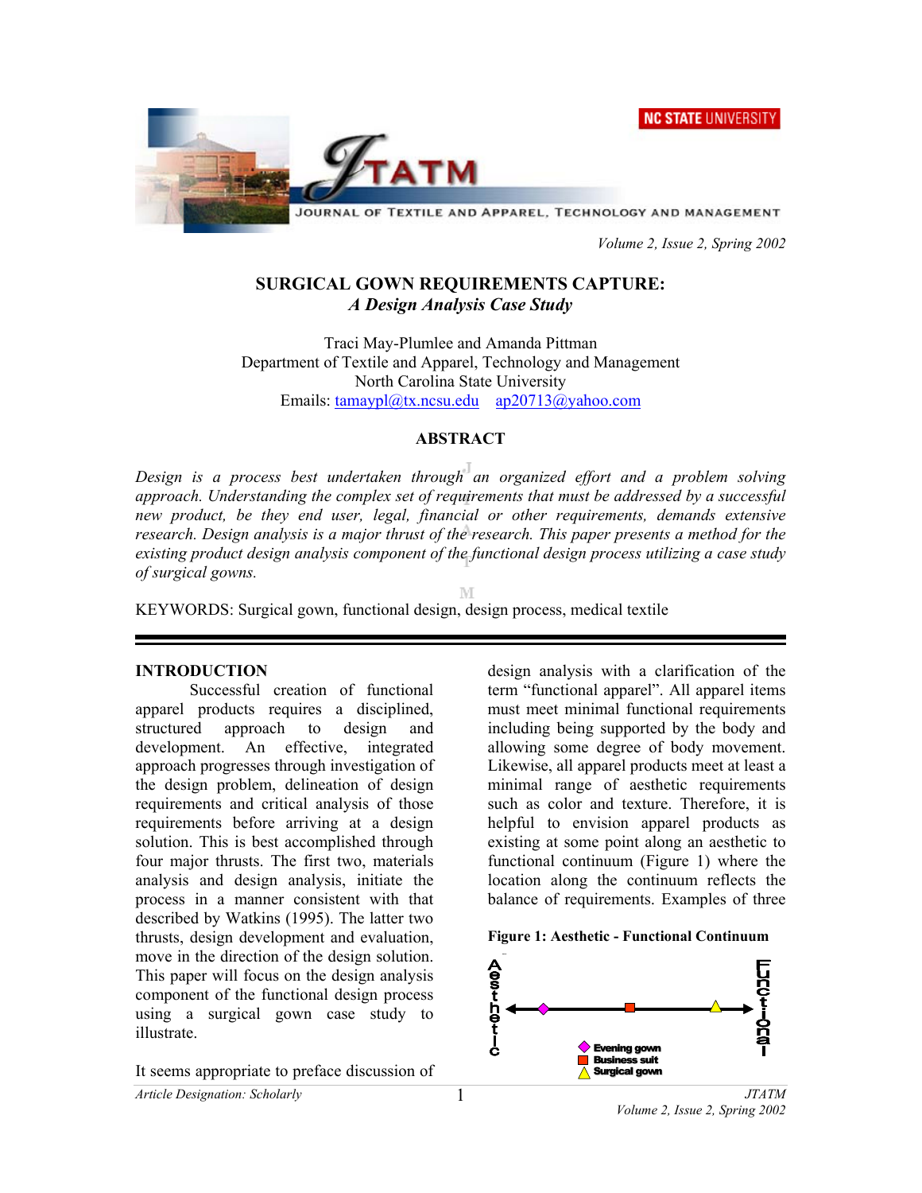# SURGICAL GOWN REQUIREMENTS CAPTURE:
## *A Design Analysis Case Study*

Traci May-Plumlee and Amanda Pittman
Department of Textile and Apparel, Technology and Management
North Carolina State University
Emails: tamaypl@tx.ncsu.edu ap20713@yahoo.com

### ABSTRACT

*Design is a process best undertaken through an organized effort and a problem solving approach. Understanding the complex set of requirements that must be addressed by a successful new product, be they end user, legal, financial or other requirements, demands extensive research. Design analysis is a major thrust of the research. This paper presents a method for the existing product design analysis component of the functional design process utilizing a case study of surgical gowns.*

KEYWORDS: Surgical gown, functional design, design process, medical textile

## INTRODUCTION

Successful creation of functional apparel products requires a disciplined, structured approach to design and development. An effective, integrated approach progresses through investigation of the design problem, delineation of design requirements and critical analysis of those requirements before arriving at a design solution. This is best accomplished through four major thrusts. The first two, materials analysis and design analysis, initiate the process in a manner consistent with that described by Watkins (1995). The latter two thrusts, design development and evaluation, move in the direction of the design solution. This paper will focus on the design analysis component of the functional design process using a surgical gown case study to illustrate.

It seems appropriate to preface discussion of design analysis with a clarification of the term "functional apparel". All apparel items must meet minimal functional requirements including being supported by the body and allowing some degree of body movement. Likewise, all apparel products meet at least a minimal range of aesthetic requirements such as color and texture. Therefore, it is helpful to envision apparel products as existing at some point along an aesthetic to functional continuum (Figure 1) where the location along the continuum reflects the balance of requirements. Examples of three

**Figure 1: Aesthetic - Functional Continuum**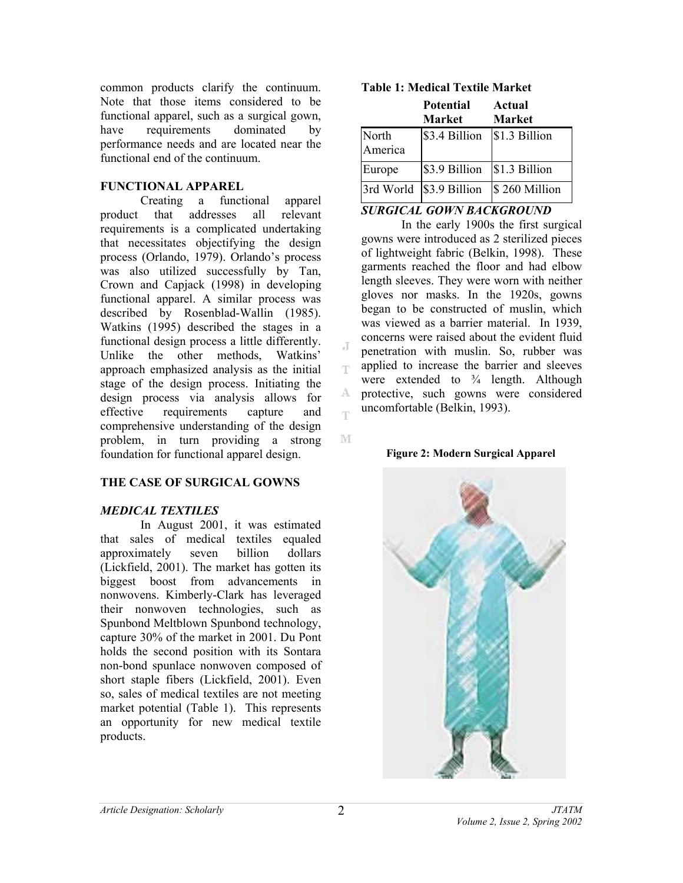common products clarify the continuum. Note that those items considered to be functional apparel, such as a surgical gown, have requirements dominated by performance needs and are located near the functional end of the continuum.

## FUNCTIONAL APPAREL

Creating a functional apparel product that addresses all relevant requirements is a complicated undertaking that necessitates objectifying the design process (Orlando, 1979). Orlando's process was also utilized successfully by Tan, Crown and Capjack (1998) in developing functional apparel. A similar process was described by Rosenblad-Wallin (1985). Watkins (1995) described the stages in a functional design process a little differently. Unlike the other methods, Watkins' approach emphasized analysis as the initial stage of the design process. Initiating the design process via analysis allows for effective requirements capture and comprehensive understanding of the design problem, in turn providing a strong foundation for functional apparel design.

## THE CASE OF SURGICAL GOWNS

### *MEDICAL TEXTILES*

In August 2001, it was estimated that sales of medical textiles equaled approximately seven billion dollars (Lickfield, 2001). The market has gotten its biggest boost from advancements in nonwovens. Kimberly-Clark has leveraged their nonwoven technologies, such as Spunbond Meltblown Spunbond technology, capture 30% of the market in 2001. Du Pont holds the second position with its Sontara non-bond spunlace nonwoven composed of short staple fibers (Lickfield, 2001). Even so, sales of medical textiles are not meeting market potential (Table 1). This represents an opportunity for new medical textile products.

**Table 1: Medical Textile Market**

| | Potential Market | Actual Market |
|---|---|---|
| North America | $3.4 Billion | $1.3 Billion |
| Europe | $3.9 Billion | $1.3 Billion |
| 3rd World | $3.9 Billion | $ 260 Million |

### *SURGICAL GOWN BACKGROUND*

In the early 1900s the first surgical gowns were introduced as 2 sterilized pieces of lightweight fabric (Belkin, 1998). These garments reached the floor and had elbow length sleeves. They were worn with neither gloves nor masks. In the 1920s, gowns began to be constructed of muslin, which was viewed as a barrier material. In 1939, concerns were raised about the evident fluid penetration with muslin. So, rubber was applied to increase the barrier and sleeves were extended to ¾ length. Although protective, such gowns were considered uncomfortable (Belkin, 1993).

**Figure 2: Modern Surgical Apparel**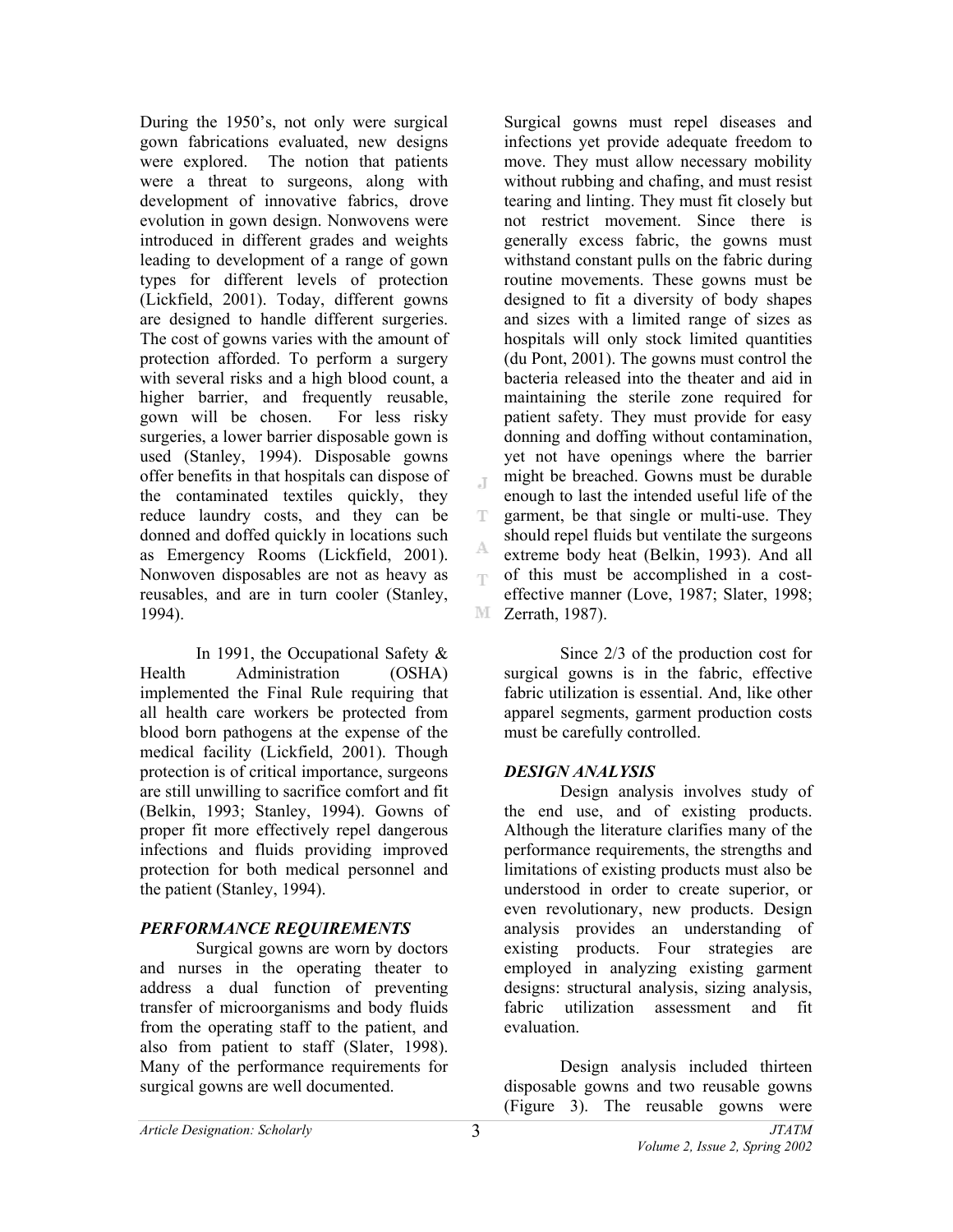During the 1950's, not only were surgical gown fabrications evaluated, new designs were explored. The notion that patients were a threat to surgeons, along with development of innovative fabrics, drove evolution in gown design. Nonwovens were introduced in different grades and weights leading to development of a range of gown types for different levels of protection (Lickfield, 2001). Today, different gowns are designed to handle different surgeries. The cost of gowns varies with the amount of protection afforded. To perform a surgery with several risks and a high blood count, a higher barrier, and frequently reusable, gown will be chosen. For less risky surgeries, a lower barrier disposable gown is used (Stanley, 1994). Disposable gowns offer benefits in that hospitals can dispose of the contaminated textiles quickly, they reduce laundry costs, and they can be donned and doffed quickly in locations such as Emergency Rooms (Lickfield, 2001). Nonwoven disposables are not as heavy as reusables, and are in turn cooler (Stanley, 1994).

In 1991, the Occupational Safety & Health Administration (OSHA) implemented the Final Rule requiring that all health care workers be protected from blood born pathogens at the expense of the medical facility (Lickfield, 2001). Though protection is of critical importance, surgeons are still unwilling to sacrifice comfort and fit (Belkin, 1993; Stanley, 1994). Gowns of proper fit more effectively repel dangerous infections and fluids providing improved protection for both medical personnel and the patient (Stanley, 1994).

## *PERFORMANCE REQUIREMENTS*

Surgical gowns are worn by doctors and nurses in the operating theater to address a dual function of preventing transfer of microorganisms and body fluids from the operating staff to the patient, and also from patient to staff (Slater, 1998). Many of the performance requirements for surgical gowns are well documented.

Surgical gowns must repel diseases and infections yet provide adequate freedom to move. They must allow necessary mobility without rubbing and chafing, and must resist tearing and linting. They must fit closely but not restrict movement. Since there is generally excess fabric, the gowns must withstand constant pulls on the fabric during routine movements. These gowns must be designed to fit a diversity of body shapes and sizes with a limited range of sizes as hospitals will only stock limited quantities (du Pont, 2001). The gowns must control the bacteria released into the theater and aid in maintaining the sterile zone required for patient safety. They must provide for easy donning and doffing without contamination, yet not have openings where the barrier might be breached. Gowns must be durable enough to last the intended useful life of the garment, be that single or multi-use. They should repel fluids but ventilate the surgeons extreme body heat (Belkin, 1993). And all of this must be accomplished in a cost-effective manner (Love, 1987; Slater, 1998; Zerrath, 1987).

Since 2/3 of the production cost for surgical gowns is in the fabric, effective fabric utilization is essential. And, like other apparel segments, garment production costs must be carefully controlled.

## *DESIGN ANALYSIS*

Design analysis involves study of the end use, and of existing products. Although the literature clarifies many of the performance requirements, the strengths and limitations of existing products must also be understood in order to create superior, or even revolutionary, new products. Design analysis provides an understanding of existing products. Four strategies are employed in analyzing existing garment designs: structural analysis, sizing analysis, fabric utilization assessment and fit evaluation.

Design analysis included thirteen disposable gowns and two reusable gowns (Figure 3). The reusable gowns were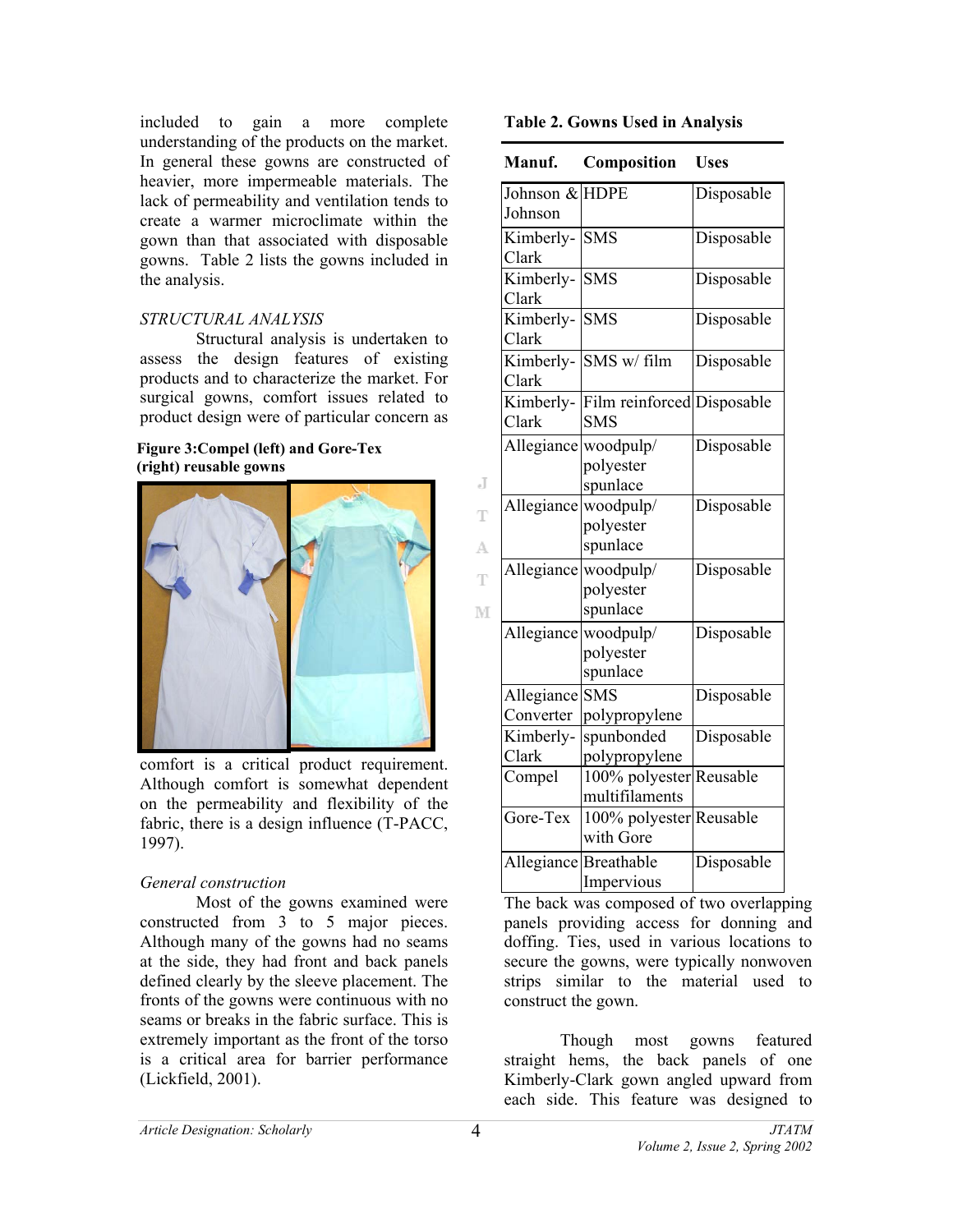included to gain a more complete understanding of the products on the market. In general these gowns are constructed of heavier, more impermeable materials. The lack of permeability and ventilation tends to create a warmer microclimate within the gown than that associated with disposable gowns. Table 2 lists the gowns included in the analysis.

*STRUCTURAL ANALYSIS*

Structural analysis is undertaken to assess the design features of existing products and to characterize the market. For surgical gowns, comfort issues related to product design were of particular concern as comfort is a critical product requirement. Although comfort is somewhat dependent on the permeability and flexibility of the fabric, there is a design influence (T-PACC, 1997).

**Figure 3:Compel (left) and Gore-Tex (right) reusable gowns**

*General construction*

Most of the gowns examined were constructed from 3 to 5 major pieces. Although many of the gowns had no seams at the side, they had front and back panels defined clearly by the sleeve placement. The fronts of the gowns were continuous with no seams or breaks in the fabric surface. This is extremely important as the front of the torso is a critical area for barrier performance (Lickfield, 2001).

**Table 2. Gowns Used in Analysis**

| Manuf. | Composition | Uses |
|---|---|---|
| Johnson & Johnson | HDPE | Disposable |
| Kimberly-Clark | SMS | Disposable |
| Kimberly-Clark | SMS | Disposable |
| Kimberly-Clark | SMS | Disposable |
| Kimberly-Clark | SMS w/ film | Disposable |
| Kimberly-Clark | Film reinforced SMS | Disposable |
| Allegiance | woodpulp/ polyester spunlace | Disposable |
| Allegiance | woodpulp/ polyester spunlace | Disposable |
| Allegiance | woodpulp/ polyester spunlace | Disposable |
| Allegiance | woodpulp/ polyester spunlace | Disposable |
| Allegiance Converter | SMS polypropylene | Disposable |
| Kimberly-Clark | spunbonded polypropylene | Disposable |
| Compel | 100% polyester multifilaments | Reusable |
| Gore-Tex | 100% polyester with Gore | Reusable |
| Allegiance | Breathable Impervious | Disposable |

The back was composed of two overlapping panels providing access for donning and doffing. Ties, used in various locations to secure the gowns, were typically nonwoven strips similar to the material used to construct the gown.

Though most gowns featured straight hems, the back panels of one Kimberly-Clark gown angled upward from each side. This feature was designed to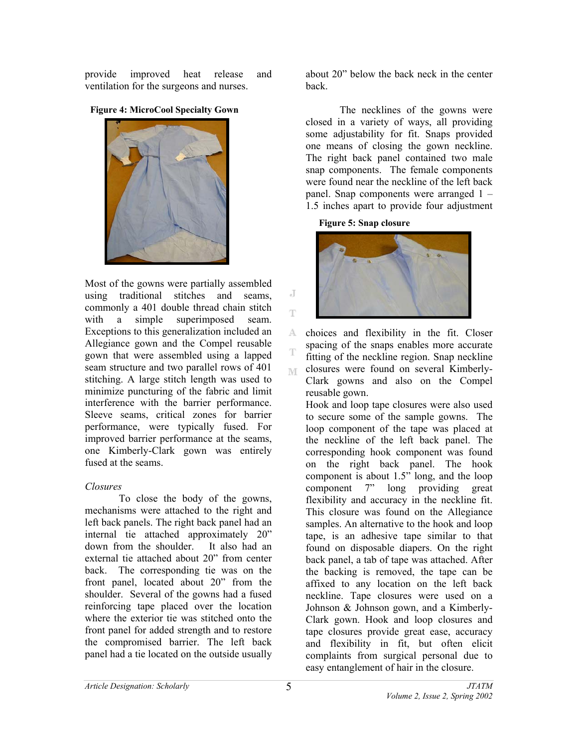provide improved heat release and ventilation for the surgeons and nurses.

**Figure 4: MicroCool Specialty Gown**

Most of the gowns were partially assembled using traditional stitches and seams, commonly a 401 double thread chain stitch with a simple superimposed seam. Exceptions to this generalization included an Allegiance gown and the Compel reusable gown that were assembled using a lapped seam structure and two parallel rows of 401 stitching. A large stitch length was used to minimize puncturing of the fabric and limit interference with the barrier performance. Sleeve seams, critical zones for barrier performance, were typically fused. For improved barrier performance at the seams, one Kimberly-Clark gown was entirely fused at the seams.

*Closures*

To close the body of the gowns, mechanisms were attached to the right and left back panels. The right back panel had an internal tie attached approximately 20" down from the shoulder. It also had an external tie attached about 20" from center back. The corresponding tie was on the front panel, located about 20" from the shoulder. Several of the gowns had a fused reinforcing tape placed over the location where the exterior tie was stitched onto the front panel for added strength and to restore the compromised barrier. The left back panel had a tie located on the outside usually about 20" below the back neck in the center back.

The necklines of the gowns were closed in a variety of ways, all providing some adjustability for fit. Snaps provided one means of closing the gown neckline. The right back panel contained two male snap components. The female components were found near the neckline of the left back panel. Snap components were arranged 1 – 1.5 inches apart to provide four adjustment choices and flexibility in the fit. Closer spacing of the snaps enables more accurate fitting of the neckline region. Snap neckline closures were found on several Kimberly-Clark gowns and also on the Compel reusable gown.

**Figure 5: Snap closure**

Hook and loop tape closures were also used to secure some of the sample gowns. The loop component of the tape was placed at the neckline of the left back panel. The corresponding hook component was found on the right back panel. The hook component is about 1.5" long, and the loop component 7" long providing great flexibility and accuracy in the neckline fit. This closure was found on the Allegiance samples. An alternative to the hook and loop tape, is an adhesive tape similar to that found on disposable diapers. On the right back panel, a tab of tape was attached. After the backing is removed, the tape can be affixed to any location on the left back neckline. Tape closures were used on a Johnson & Johnson gown, and a Kimberly-Clark gown. Hook and loop closures and tape closures provide great ease, accuracy and flexibility in fit, but often elicit complaints from surgical personal due to easy entanglement of hair in the closure.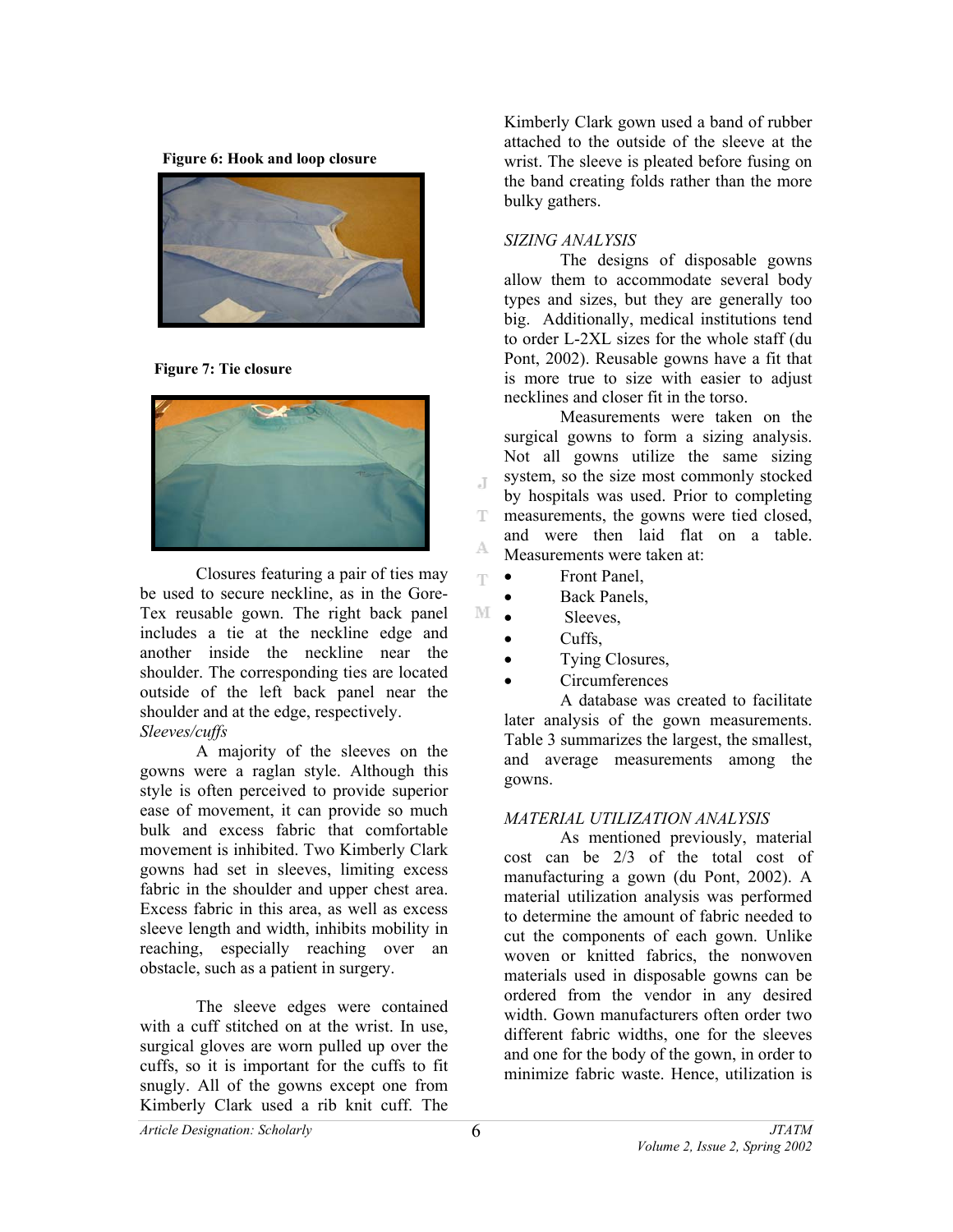**Figure 6: Hook and loop closure**

**Figure 7: Tie closure**

Closures featuring a pair of ties may be used to secure neckline, as in the Gore-Tex reusable gown. The right back panel includes a tie at the neckline edge and another inside the neckline near the shoulder. The corresponding ties are located outside of the left back panel near the shoulder and at the edge, respectively.

*Sleeves/cuffs*

A majority of the sleeves on the gowns were a raglan style. Although this style is often perceived to provide superior ease of movement, it can provide so much bulk and excess fabric that comfortable movement is inhibited. Two Kimberly Clark gowns had set in sleeves, limiting excess fabric in the shoulder and upper chest area. Excess fabric in this area, as well as excess sleeve length and width, inhibits mobility in reaching, especially reaching over an obstacle, such as a patient in surgery.

The sleeve edges were contained with a cuff stitched on at the wrist. In use, surgical gloves are worn pulled up over the cuffs, so it is important for the cuffs to fit snugly. All of the gowns except one from Kimberly Clark used a rib knit cuff. The Kimberly Clark gown used a band of rubber attached to the outside of the sleeve at the wrist. The sleeve is pleated before fusing on the band creating folds rather than the more bulky gathers.

*SIZING ANALYSIS*

The designs of disposable gowns allow them to accommodate several body types and sizes, but they are generally too big. Additionally, medical institutions tend to order L-2XL sizes for the whole staff (du Pont, 2002). Reusable gowns have a fit that is more true to size with easier to adjust necklines and closer fit in the torso.

Measurements were taken on the surgical gowns to form a sizing analysis. Not all gowns utilize the same sizing system, so the size most commonly stocked by hospitals was used. Prior to completing measurements, the gowns were tied closed, and were then laid flat on a table. Measurements were taken at:

- Front Panel,
- Back Panels,
- Sleeves,
- Cuffs,
- Tying Closures,
- Circumferences

A database was created to facilitate later analysis of the gown measurements. Table 3 summarizes the largest, the smallest, and average measurements among the gowns.

*MATERIAL UTILIZATION ANALYSIS*

As mentioned previously, material cost can be 2/3 of the total cost of manufacturing a gown (du Pont, 2002). A material utilization analysis was performed to determine the amount of fabric needed to cut the components of each gown. Unlike woven or knitted fabrics, the nonwoven materials used in disposable gowns can be ordered from the vendor in any desired width. Gown manufacturers often order two different fabric widths, one for the sleeves and one for the body of the gown, in order to minimize fabric waste. Hence, utilization is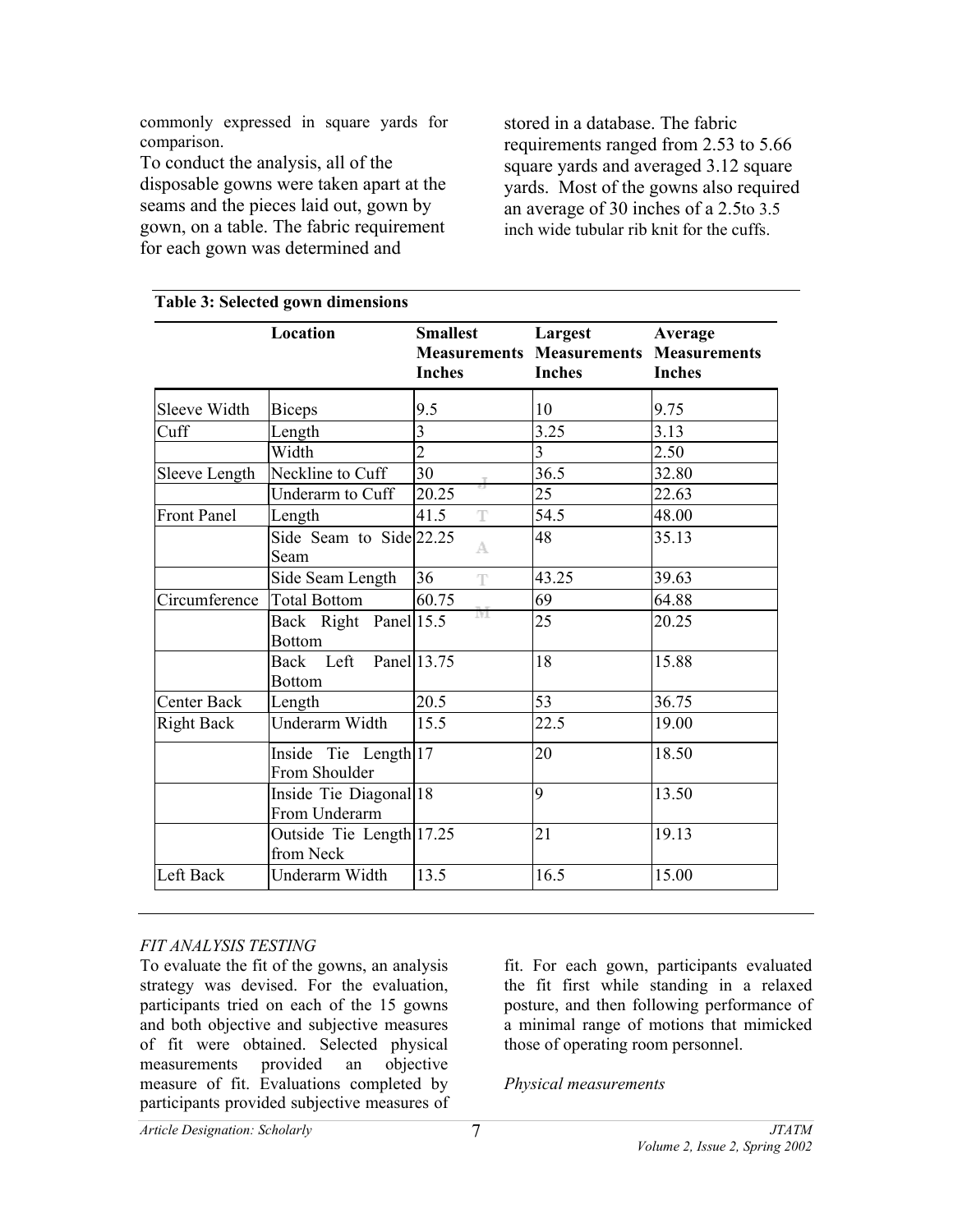commonly expressed in square yards for comparison.

To conduct the analysis, all of the disposable gowns were taken apart at the seams and the pieces laid out, gown by gown, on a table. The fabric requirement for each gown was determined and stored in a database. The fabric requirements ranged from 2.53 to 5.66 square yards and averaged 3.12 square yards. Most of the gowns also required an average of 30 inches of a 2.5to 3.5 inch wide tubular rib knit for the cuffs.

**Table 3: Selected gown dimensions**

| | Location | Smallest Measurements Inches | Largest Measurements Inches | Average Measurements Inches |
|---|---|---|---|---|
| Sleeve Width | Biceps | 9.5 | 10 | 9.75 |
| Cuff | Length | 3 | 3.25 | 3.13 |
| | Width | 2 | 3 | 2.50 |
| Sleeve Length | Neckline to Cuff | 30 | 36.5 | 32.80 |
| | Underarm to Cuff | 20.25 | 25 | 22.63 |
| Front Panel | Length | 41.5 | 54.5 | 48.00 |
| | Side Seam to Side Seam | 22.25 | 48 | 35.13 |
| | Side Seam Length | 36 | 43.25 | 39.63 |
| Circumference | Total Bottom | 60.75 | 69 | 64.88 |
| | Back Right Panel Bottom | 15.5 | 25 | 20.25 |
| | Back Left Panel Bottom | 13.75 | 18 | 15.88 |
| Center Back | Length | 20.5 | 53 | 36.75 |
| Right Back | Underarm Width | 15.5 | 22.5 | 19.00 |
| | Inside Tie Length From Shoulder | 17 | 20 | 18.50 |
| | Inside Tie Diagonal From Underarm | 18 | 9 | 13.50 |
| | Outside Tie Length from Neck | 17.25 | 21 | 19.13 |
| Left Back | Underarm Width | 13.5 | 16.5 | 15.00 |

*FIT ANALYSIS TESTING*

To evaluate the fit of the gowns, an analysis strategy was devised. For the evaluation, participants tried on each of the 15 gowns and both objective and subjective measures of fit were obtained. Selected physical measurements provided an objective measure of fit. Evaluations completed by participants provided subjective measures of fit. For each gown, participants evaluated the fit first while standing in a relaxed posture, and then following performance of a minimal range of motions that mimicked those of operating room personnel.

*Physical measurements*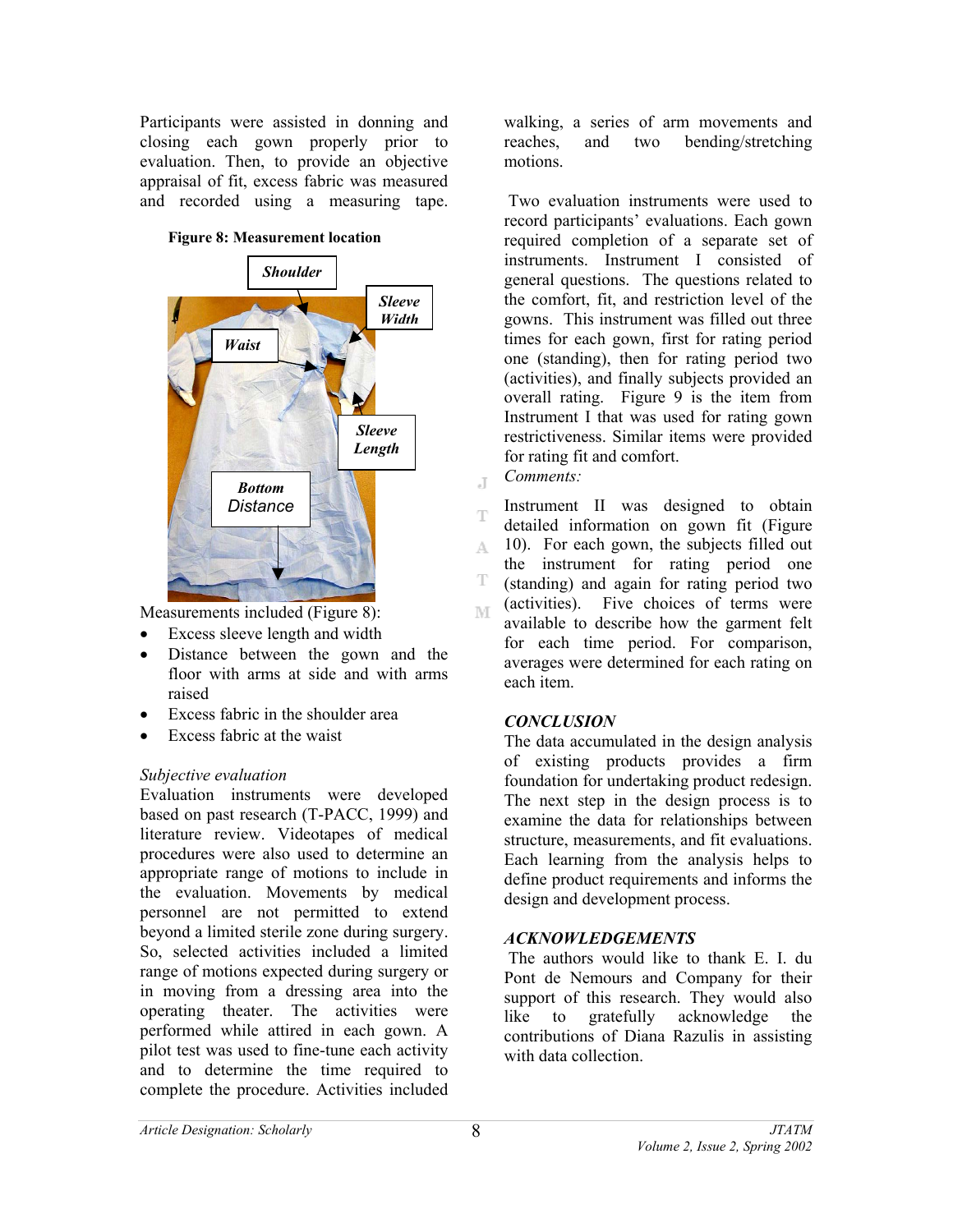Participants were assisted in donning and closing each gown properly prior to evaluation. Then, to provide an objective appraisal of fit, excess fabric was measured and recorded using a measuring tape.

**Figure 8: Measurement location**

Measurements included (Figure 8):

- Excess sleeve length and width
- Distance between the gown and the floor with arms at side and with arms raised
- Excess fabric in the shoulder area
- Excess fabric at the waist

*Subjective evaluation*

Evaluation instruments were developed based on past research (T-PACC, 1999) and literature review. Videotapes of medical procedures were also used to determine an appropriate range of motions to include in the evaluation. Movements by medical personnel are not permitted to extend beyond a limited sterile zone during surgery. So, selected activities included a limited range of motions expected during surgery or in moving from a dressing area into the operating theater. The activities were performed while attired in each gown. A pilot test was used to fine-tune each activity and to determine the time required to complete the procedure. Activities included walking, a series of arm movements and reaches, and two bending/stretching motions.

Two evaluation instruments were used to record participants' evaluations. Each gown required completion of a separate set of instruments. Instrument I consisted of general questions. The questions related to the comfort, fit, and restriction level of the gowns. This instrument was filled out three times for each gown, first for rating period one (standing), then for rating period two (activities), and finally subjects provided an overall rating. Figure 9 is the item from Instrument I that was used for rating gown restrictiveness. Similar items were provided for rating fit and comfort.

*Comments:*

Instrument II was designed to obtain detailed information on gown fit (Figure 10). For each gown, the subjects filled out the instrument for rating period one (standing) and again for rating period two (activities). Five choices of terms were available to describe how the garment felt for each time period. For comparison, averages were determined for each rating on each item.

## *CONCLUSION*

The data accumulated in the design analysis of existing products provides a firm foundation for undertaking product redesign. The next step in the design process is to examine the data for relationships between structure, measurements, and fit evaluations. Each learning from the analysis helps to define product requirements and informs the design and development process.

## *ACKNOWLEDGEMENTS*

The authors would like to thank E. I. du Pont de Nemours and Company for their support of this research. They would also like to gratefully acknowledge the contributions of Diana Razulis in assisting with data collection.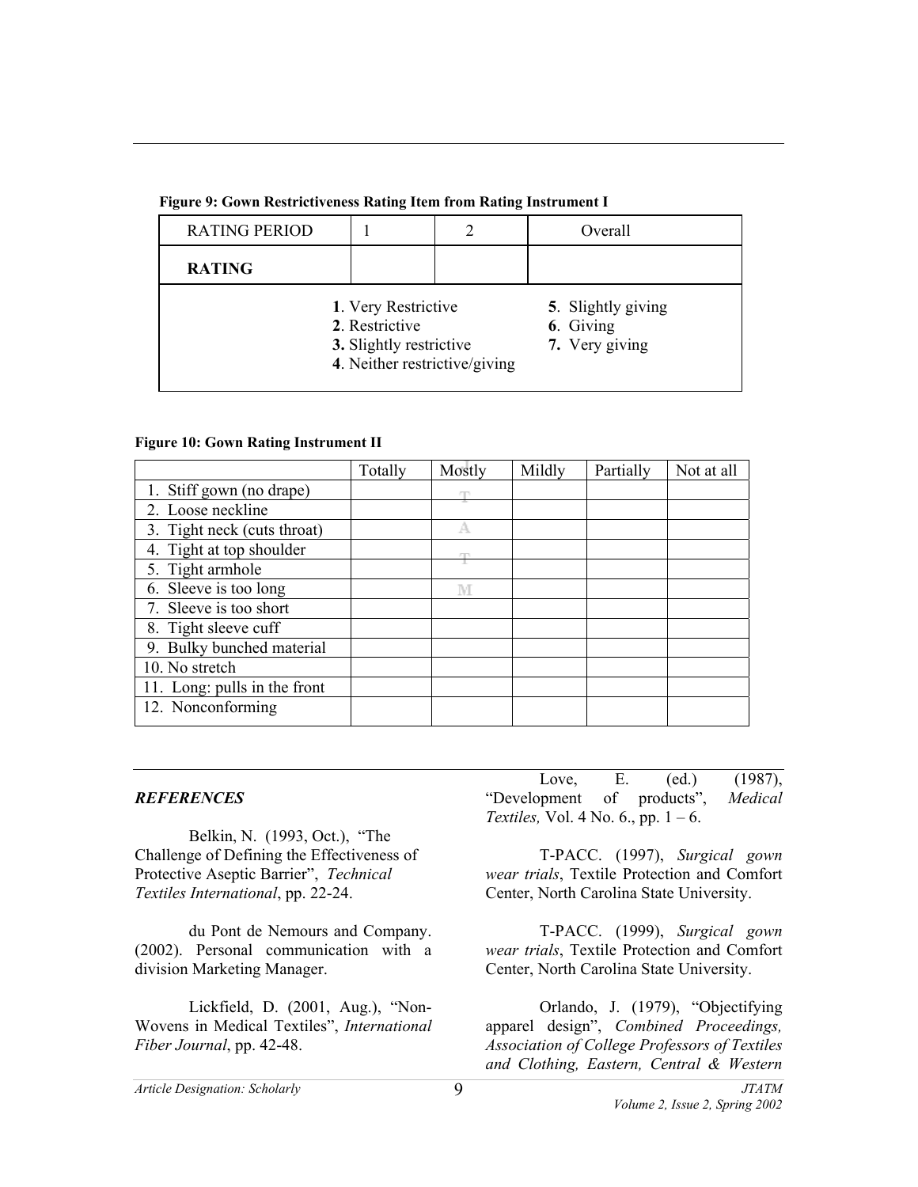**Figure 9: Gown Restrictiveness Rating Item from Rating Instrument I**

| RATING PERIOD | 1 | 2 | Overall |
|---|---|---|---|
| **RATING** | | | |

**1**. Very Restrictive
**2**. Restrictive
**3.** Slightly restrictive
**4**. Neither restrictive/giving
**5**. Slightly giving
**6**. Giving
**7.** Very giving

**Figure 10: Gown Rating Instrument II**

| | Totally | Mostly | Mildly | Partially | Not at all |
|---|---|---|---|---|---|
| 1. Stiff gown (no drape) | | | | | |
| 2. Loose neckline | | | | | |
| 3. Tight neck (cuts throat) | | | | | |
| 4. Tight at top shoulder | | | | | |
| 5. Tight armhole | | | | | |
| 6. Sleeve is too long | | | | | |
| 7. Sleeve is too short | | | | | |
| 8. Tight sleeve cuff | | | | | |
| 9. Bulky bunched material | | | | | |
| 10. No stretch | | | | | |
| 11. Long: pulls in the front | | | | | |
| 12. Nonconforming | | | | | |

### *REFERENCES*

Belkin, N. (1993, Oct.), "The Challenge of Defining the Effectiveness of Protective Aseptic Barrier", *Technical Textiles International*, pp. 22-24.

du Pont de Nemours and Company. (2002). Personal communication with a division Marketing Manager.

Lickfield, D. (2001, Aug.), "Non-Wovens in Medical Textiles", *International Fiber Journal*, pp. 42-48.

Love, E. (ed.) (1987), "Development of products", *Medical Textiles,* Vol. 4 No. 6., pp. 1 – 6.

T-PACC. (1997), *Surgical gown wear trials*, Textile Protection and Comfort Center, North Carolina State University.

T-PACC. (1999), *Surgical gown wear trials*, Textile Protection and Comfort Center, North Carolina State University.

Orlando, J. (1979), "Objectifying apparel design", *Combined Proceedings, Association of College Professors of Textiles and Clothing, Eastern, Central & Western*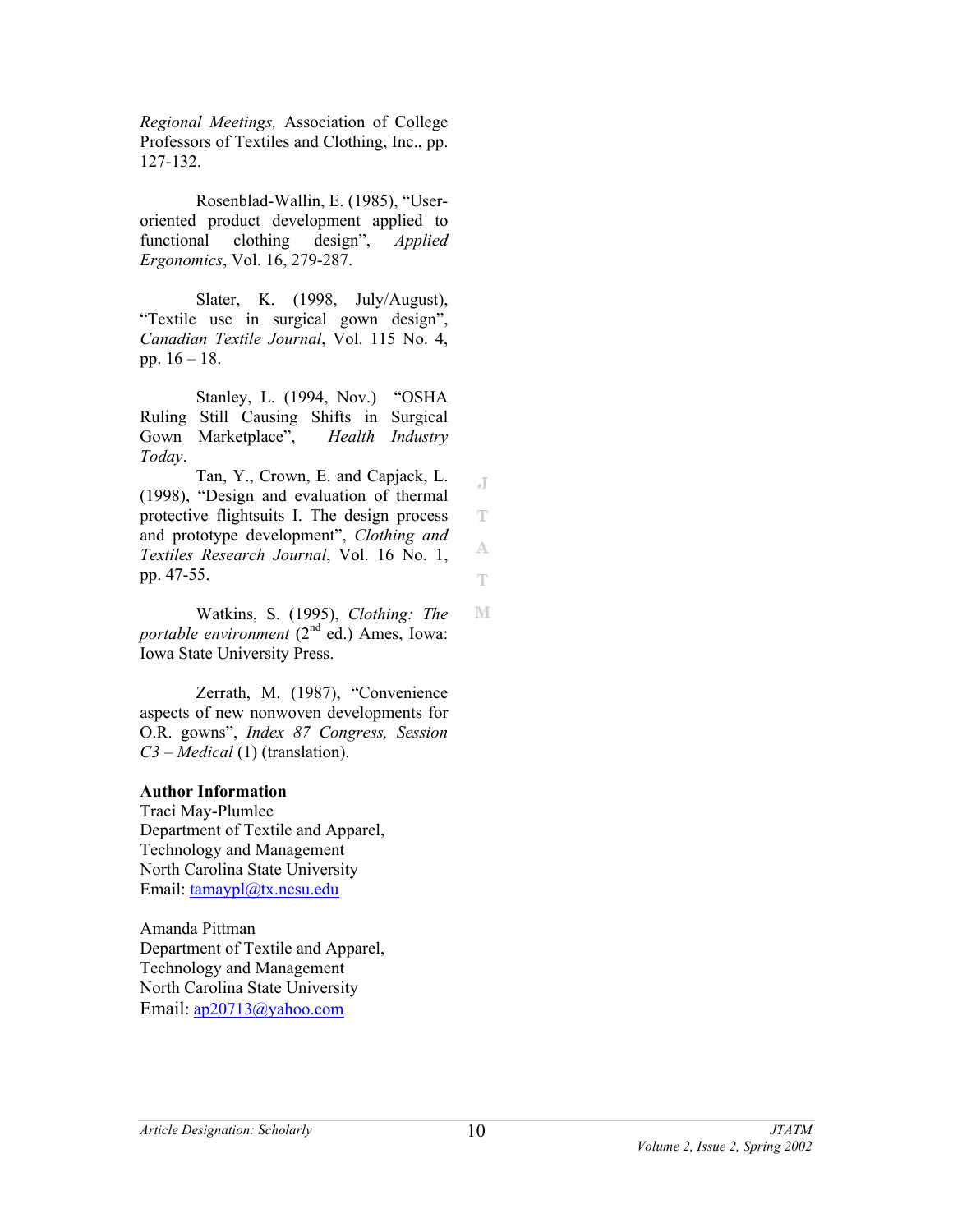*Regional Meetings,* Association of College Professors of Textiles and Clothing, Inc., pp. 127-132.

Rosenblad-Wallin, E. (1985), "User-oriented product development applied to functional clothing design", *Applied Ergonomics*, Vol. 16, 279-287.

Slater, K. (1998, July/August), "Textile use in surgical gown design", *Canadian Textile Journal*, Vol. 115 No. 4, pp. 16 – 18.

Stanley, L. (1994, Nov.) "OSHA Ruling Still Causing Shifts in Surgical Gown Marketplace", *Health Industry Today*.

Tan, Y., Crown, E. and Capjack, L. (1998), "Design and evaluation of thermal protective flightsuits I. The design process and prototype development", *Clothing and Textiles Research Journal*, Vol. 16 No. 1, pp. 47-55.

Watkins, S. (1995), *Clothing: The portable environment* (2nd ed.) Ames, Iowa: Iowa State University Press.

Zerrath, M. (1987), "Convenience aspects of new nonwoven developments for O.R. gowns", *Index 87 Congress, Session C3 – Medical* (1) (translation).

**Author Information**

Traci May-Plumlee
Department of Textile and Apparel, Technology and Management
North Carolina State University
Email: tamaypl@tx.ncsu.edu

Amanda Pittman
Department of Textile and Apparel, Technology and Management
North Carolina State University
Email: ap20713@yahoo.com